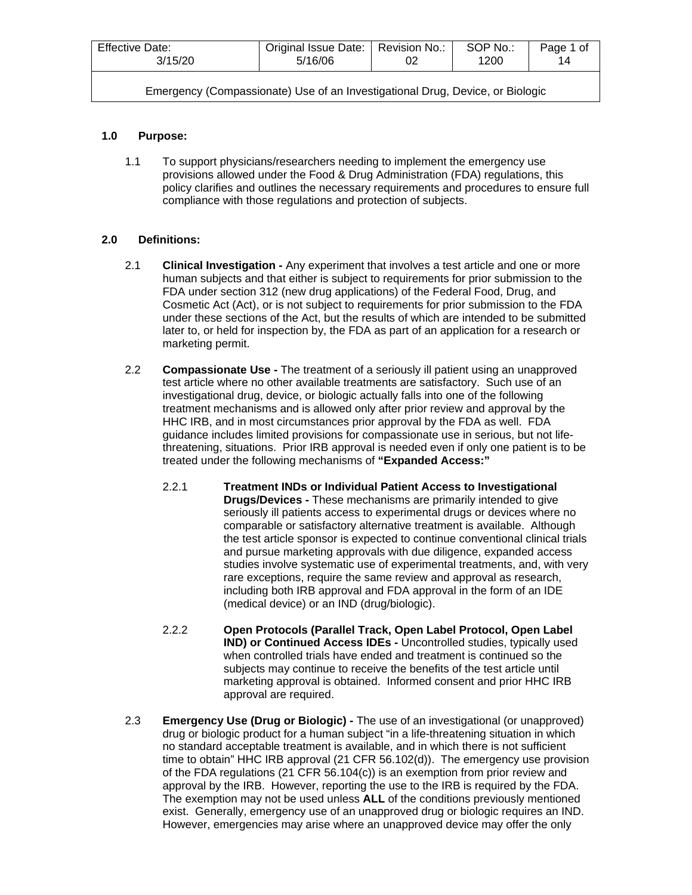| Effective Date: 3/15/20 | Original Issue Date: 5/16/06 | Revision No.: 02 | SOP No.: 1200 | Page 1 of 14 |
|---|---|---|---|---|
| Emergency (Compassionate) Use of an Investigational Drug, Device, or Biologic | | | | |

## 1.0 Purpose:

1.1 To support physicians/researchers needing to implement the emergency use provisions allowed under the Food & Drug Administration (FDA) regulations, this policy clarifies and outlines the necessary requirements and procedures to ensure full compliance with those regulations and protection of subjects.

## 2.0 Definitions:

2.1 **Clinical Investigation -** Any experiment that involves a test article and one or more human subjects and that either is subject to requirements for prior submission to the FDA under section 312 (new drug applications) of the Federal Food, Drug, and Cosmetic Act (Act), or is not subject to requirements for prior submission to the FDA under these sections of the Act, but the results of which are intended to be submitted later to, or held for inspection by, the FDA as part of an application for a research or marketing permit.

2.2 **Compassionate Use -** The treatment of a seriously ill patient using an unapproved test article where no other available treatments are satisfactory. Such use of an investigational drug, device, or biologic actually falls into one of the following treatment mechanisms and is allowed only after prior review and approval by the HHC IRB, and in most circumstances prior approval by the FDA as well. FDA guidance includes limited provisions for compassionate use in serious, but not life-threatening, situations. Prior IRB approval is needed even if only one patient is to be treated under the following mechanisms of **"Expanded Access:"**

2.2.1 **Treatment INDs or Individual Patient Access to Investigational Drugs/Devices -** These mechanisms are primarily intended to give seriously ill patients access to experimental drugs or devices where no comparable or satisfactory alternative treatment is available. Although the test article sponsor is expected to continue conventional clinical trials and pursue marketing approvals with due diligence, expanded access studies involve systematic use of experimental treatments, and, with very rare exceptions, require the same review and approval as research, including both IRB approval and FDA approval in the form of an IDE (medical device) or an IND (drug/biologic).

2.2.2 **Open Protocols (Parallel Track, Open Label Protocol, Open Label IND) or Continued Access IDEs -** Uncontrolled studies, typically used when controlled trials have ended and treatment is continued so the subjects may continue to receive the benefits of the test article until marketing approval is obtained. Informed consent and prior HHC IRB approval are required.

2.3 **Emergency Use (Drug or Biologic) -** The use of an investigational (or unapproved) drug or biologic product for a human subject "in a life-threatening situation in which no standard acceptable treatment is available, and in which there is not sufficient time to obtain" HHC IRB approval (21 CFR 56.102(d)). The emergency use provision of the FDA regulations (21 CFR 56.104(c)) is an exemption from prior review and approval by the IRB. However, reporting the use to the IRB is required by the FDA. The exemption may not be used unless **ALL** of the conditions previously mentioned exist. Generally, emergency use of an unapproved drug or biologic requires an IND. However, emergencies may arise where an unapproved device may offer the only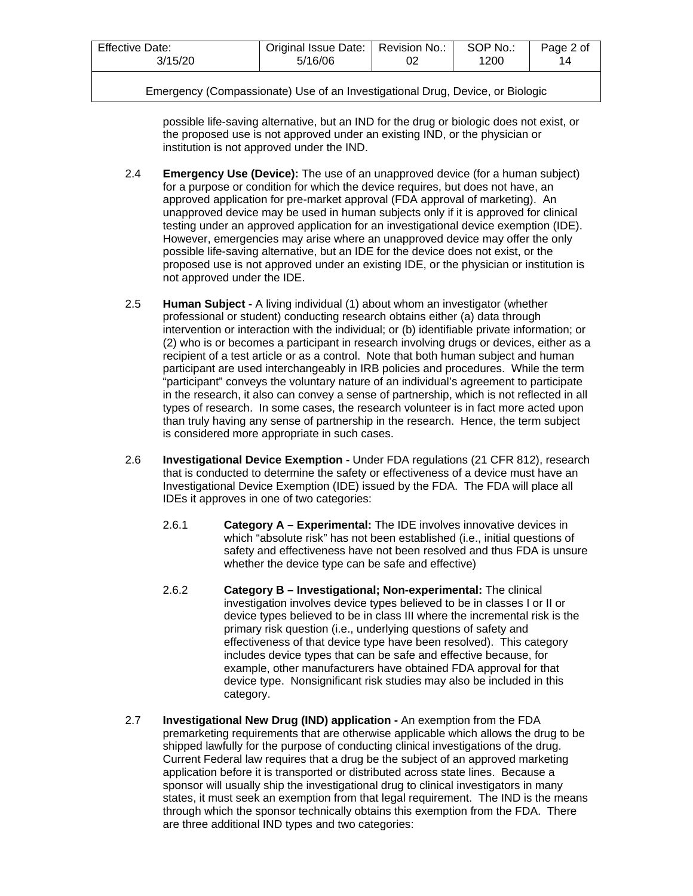possible life-saving alternative, but an IND for the drug or biologic does not exist, or the proposed use is not approved under an existing IND, or the physician or institution is not approved under the IND.

2.4 **Emergency Use (Device):** The use of an unapproved device (for a human subject) for a purpose or condition for which the device requires, but does not have, an approved application for pre-market approval (FDA approval of marketing). An unapproved device may be used in human subjects only if it is approved for clinical testing under an approved application for an investigational device exemption (IDE). However, emergencies may arise where an unapproved device may offer the only possible life-saving alternative, but an IDE for the device does not exist, or the proposed use is not approved under an existing IDE, or the physician or institution is not approved under the IDE.

2.5 **Human Subject -** A living individual (1) about whom an investigator (whether professional or student) conducting research obtains either (a) data through intervention or interaction with the individual; or (b) identifiable private information; or (2) who is or becomes a participant in research involving drugs or devices, either as a recipient of a test article or as a control. Note that both human subject and human participant are used interchangeably in IRB policies and procedures. While the term "participant" conveys the voluntary nature of an individual's agreement to participate in the research, it also can convey a sense of partnership, which is not reflected in all types of research. In some cases, the research volunteer is in fact more acted upon than truly having any sense of partnership in the research. Hence, the term subject is considered more appropriate in such cases.

2.6 **Investigational Device Exemption -** Under FDA regulations (21 CFR 812), research that is conducted to determine the safety or effectiveness of a device must have an Investigational Device Exemption (IDE) issued by the FDA. The FDA will place all IDEs it approves in one of two categories:

2.6.1 **Category A – Experimental:** The IDE involves innovative devices in which "absolute risk" has not been established (i.e., initial questions of safety and effectiveness have not been resolved and thus FDA is unsure whether the device type can be safe and effective)

2.6.2 **Category B – Investigational; Non-experimental:** The clinical investigation involves device types believed to be in classes I or II or device types believed to be in class III where the incremental risk is the primary risk question (i.e., underlying questions of safety and effectiveness of that device type have been resolved). This category includes device types that can be safe and effective because, for example, other manufacturers have obtained FDA approval for that device type. Nonsignificant risk studies may also be included in this category.

2.7 **Investigational New Drug (IND) application -** An exemption from the FDA premarketing requirements that are otherwise applicable which allows the drug to be shipped lawfully for the purpose of conducting clinical investigations of the drug. Current Federal law requires that a drug be the subject of an approved marketing application before it is transported or distributed across state lines. Because a sponsor will usually ship the investigational drug to clinical investigators in many states, it must seek an exemption from that legal requirement. The IND is the means through which the sponsor technically obtains this exemption from the FDA. There are three additional IND types and two categories: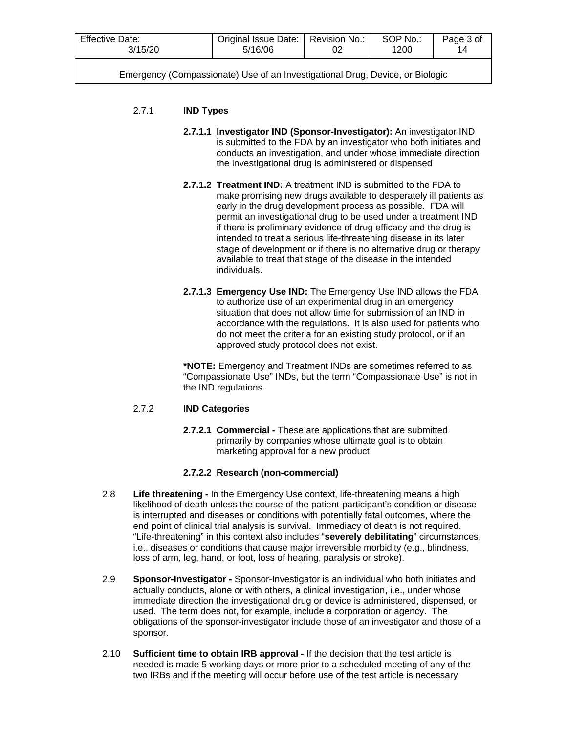2.7.1 **IND Types**

**2.7.1.1 Investigator IND (Sponsor-Investigator):** An investigator IND is submitted to the FDA by an investigator who both initiates and conducts an investigation, and under whose immediate direction the investigational drug is administered or dispensed

**2.7.1.2 Treatment IND:** A treatment IND is submitted to the FDA to make promising new drugs available to desperately ill patients as early in the drug development process as possible. FDA will permit an investigational drug to be used under a treatment IND if there is preliminary evidence of drug efficacy and the drug is intended to treat a serious life-threatening disease in its later stage of development or if there is no alternative drug or therapy available to treat that stage of the disease in the intended individuals.

**2.7.1.3 Emergency Use IND:** The Emergency Use IND allows the FDA to authorize use of an experimental drug in an emergency situation that does not allow time for submission of an IND in accordance with the regulations. It is also used for patients who do not meet the criteria for an existing study protocol, or if an approved study protocol does not exist.

***NOTE:** Emergency and Treatment INDs are sometimes referred to as "Compassionate Use" INDs, but the term "Compassionate Use" is not in the IND regulations.

2.7.2 **IND Categories**

**2.7.2.1 Commercial -** These are applications that are submitted primarily by companies whose ultimate goal is to obtain marketing approval for a new product

**2.7.2.2 Research (non-commercial)**

2.8 **Life threatening -** In the Emergency Use context, life-threatening means a high likelihood of death unless the course of the patient-participant's condition or disease is interrupted and diseases or conditions with potentially fatal outcomes, where the end point of clinical trial analysis is survival. Immediacy of death is not required. "Life-threatening" in this context also includes "**severely debilitating**" circumstances, i.e., diseases or conditions that cause major irreversible morbidity (e.g., blindness, loss of arm, leg, hand, or foot, loss of hearing, paralysis or stroke).

2.9 **Sponsor-Investigator -** Sponsor-Investigator is an individual who both initiates and actually conducts, alone or with others, a clinical investigation, i.e., under whose immediate direction the investigational drug or device is administered, dispensed, or used. The term does not, for example, include a corporation or agency. The obligations of the sponsor-investigator include those of an investigator and those of a sponsor.

2.10 **Sufficient time to obtain IRB approval -** If the decision that the test article is needed is made 5 working days or more prior to a scheduled meeting of any of the two IRBs and if the meeting will occur before use of the test article is necessary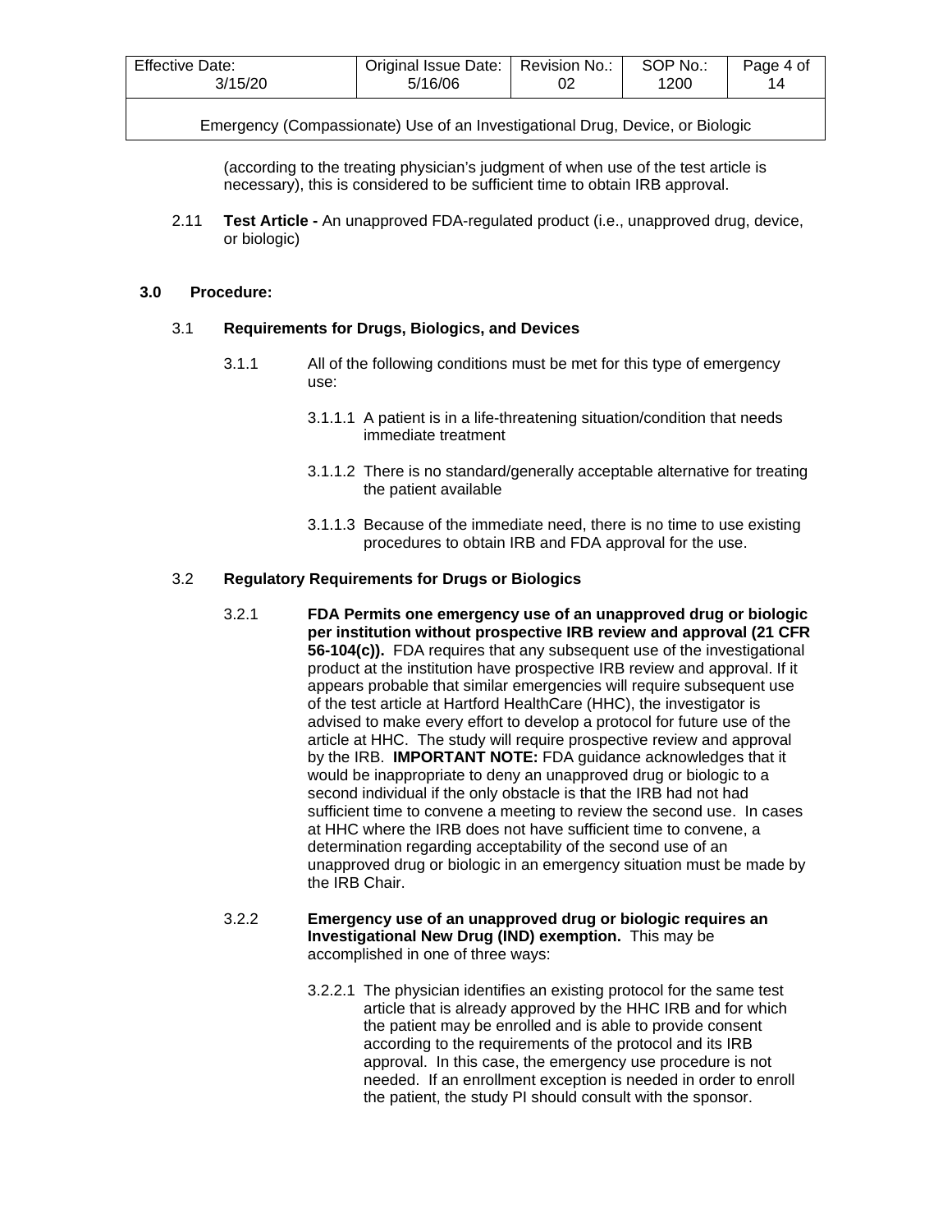(according to the treating physician's judgment of when use of the test article is necessary), this is considered to be sufficient time to obtain IRB approval.

2.11 **Test Article -** An unapproved FDA-regulated product (i.e., unapproved drug, device, or biologic)

## 3.0 Procedure:

### 3.1 Requirements for Drugs, Biologics, and Devices

3.1.1 All of the following conditions must be met for this type of emergency use:

3.1.1.1 A patient is in a life-threatening situation/condition that needs immediate treatment

3.1.1.2 There is no standard/generally acceptable alternative for treating the patient available

3.1.1.3 Because of the immediate need, there is no time to use existing procedures to obtain IRB and FDA approval for the use.

### 3.2 Regulatory Requirements for Drugs or Biologics

3.2.1 **FDA Permits one emergency use of an unapproved drug or biologic per institution without prospective IRB review and approval (21 CFR 56-104(c)).** FDA requires that any subsequent use of the investigational product at the institution have prospective IRB review and approval. If it appears probable that similar emergencies will require subsequent use of the test article at Hartford HealthCare (HHC), the investigator is advised to make every effort to develop a protocol for future use of the article at HHC. The study will require prospective review and approval by the IRB. **IMPORTANT NOTE:** FDA guidance acknowledges that it would be inappropriate to deny an unapproved drug or biologic to a second individual if the only obstacle is that the IRB had not had sufficient time to convene a meeting to review the second use. In cases at HHC where the IRB does not have sufficient time to convene, a determination regarding acceptability of the second use of an unapproved drug or biologic in an emergency situation must be made by the IRB Chair.

3.2.2 **Emergency use of an unapproved drug or biologic requires an Investigational New Drug (IND) exemption.** This may be accomplished in one of three ways:

3.2.2.1 The physician identifies an existing protocol for the same test article that is already approved by the HHC IRB and for which the patient may be enrolled and is able to provide consent according to the requirements of the protocol and its IRB approval. In this case, the emergency use procedure is not needed. If an enrollment exception is needed in order to enroll the patient, the study PI should consult with the sponsor.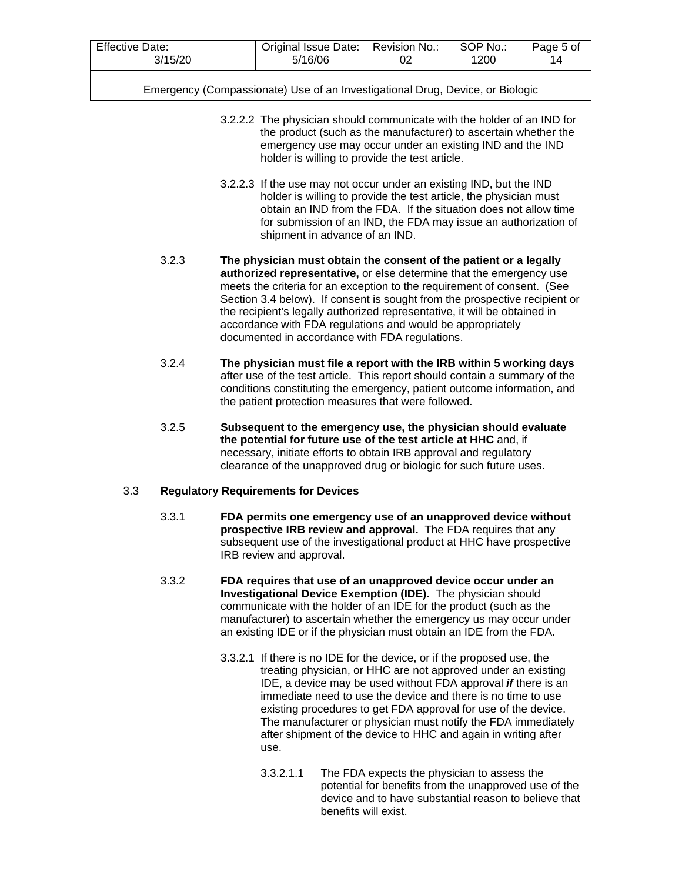3.2.2.2 The physician should communicate with the holder of an IND for the product (such as the manufacturer) to ascertain whether the emergency use may occur under an existing IND and the IND holder is willing to provide the test article.

3.2.2.3 If the use may not occur under an existing IND, but the IND holder is willing to provide the test article, the physician must obtain an IND from the FDA. If the situation does not allow time for submission of an IND, the FDA may issue an authorization of shipment in advance of an IND.

3.2.3 **The physician must obtain the consent of the patient or a legally authorized representative,** or else determine that the emergency use meets the criteria for an exception to the requirement of consent. (See Section 3.4 below). If consent is sought from the prospective recipient or the recipient's legally authorized representative, it will be obtained in accordance with FDA regulations and would be appropriately documented in accordance with FDA regulations.

3.2.4 **The physician must file a report with the IRB within 5 working days** after use of the test article. This report should contain a summary of the conditions constituting the emergency, patient outcome information, and the patient protection measures that were followed.

3.2.5 **Subsequent to the emergency use, the physician should evaluate the potential for future use of the test article at HHC** and, if necessary, initiate efforts to obtain IRB approval and regulatory clearance of the unapproved drug or biologic for such future uses.

3.3 **Regulatory Requirements for Devices**

3.3.1 **FDA permits one emergency use of an unapproved device without prospective IRB review and approval.** The FDA requires that any subsequent use of the investigational product at HHC have prospective IRB review and approval.

3.3.2 **FDA requires that use of an unapproved device occur under an Investigational Device Exemption (IDE).** The physician should communicate with the holder of an IDE for the product (such as the manufacturer) to ascertain whether the emergency us may occur under an existing IDE or if the physician must obtain an IDE from the FDA.

3.3.2.1 If there is no IDE for the device, or if the proposed use, the treating physician, or HHC are not approved under an existing IDE, a device may be used without FDA approval ***if*** there is an immediate need to use the device and there is no time to use existing procedures to get FDA approval for use of the device. The manufacturer or physician must notify the FDA immediately after shipment of the device to HHC and again in writing after use.

3.3.2.1.1 The FDA expects the physician to assess the potential for benefits from the unapproved use of the device and to have substantial reason to believe that benefits will exist.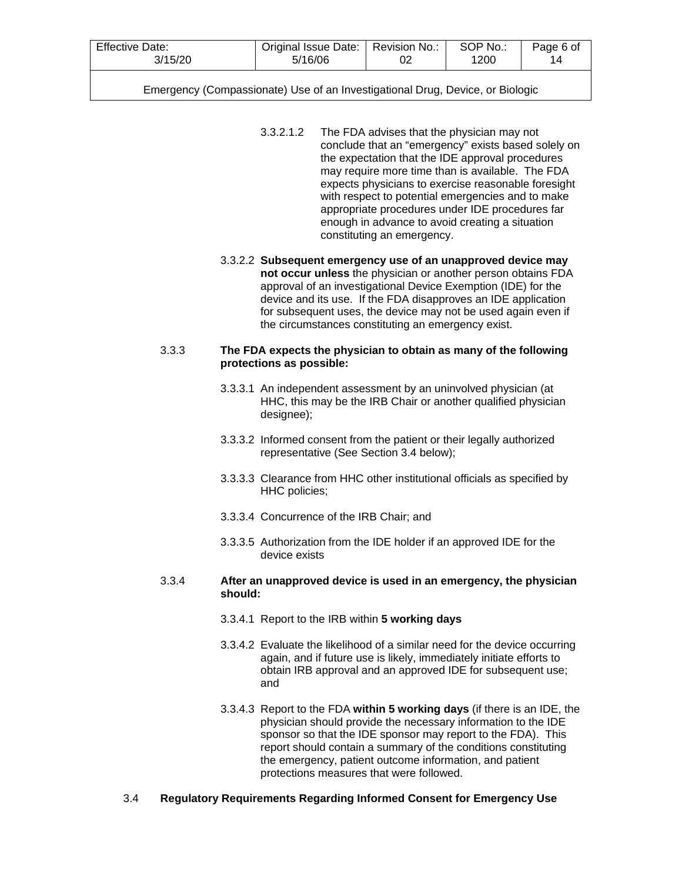3.3.2.1.2 The FDA advises that the physician may not conclude that an "emergency" exists based solely on the expectation that the IDE approval procedures may require more time than is available. The FDA expects physicians to exercise reasonable foresight with respect to potential emergencies and to make appropriate procedures under IDE procedures far enough in advance to avoid creating a situation constituting an emergency.

3.3.2.2 **Subsequent emergency use of an unapproved device may not occur unless** the physician or another person obtains FDA approval of an investigational Device Exemption (IDE) for the device and its use. If the FDA disapproves an IDE application for subsequent uses, the device may not be used again even if the circumstances constituting an emergency exist.

3.3.3 **The FDA expects the physician to obtain as many of the following protections as possible:**

3.3.3.1 An independent assessment by an uninvolved physician (at HHC, this may be the IRB Chair or another qualified physician designee);

3.3.3.2 Informed consent from the patient or their legally authorized representative (See Section 3.4 below);

3.3.3.3 Clearance from HHC other institutional officials as specified by HHC policies;

3.3.3.4 Concurrence of the IRB Chair; and

3.3.3.5 Authorization from the IDE holder if an approved IDE for the device exists

3.3.4 **After an unapproved device is used in an emergency, the physician should:**

3.3.4.1 Report to the IRB within **5 working days**

3.3.4.2 Evaluate the likelihood of a similar need for the device occurring again, and if future use is likely, immediately initiate efforts to obtain IRB approval and an approved IDE for subsequent use; and

3.3.4.3 Report to the FDA **within 5 working days** (if there is an IDE, the physician should provide the necessary information to the IDE sponsor so that the IDE sponsor may report to the FDA). This report should contain a summary of the conditions constituting the emergency, patient outcome information, and patient protections measures that were followed.

## 3.4 Regulatory Requirements Regarding Informed Consent for Emergency Use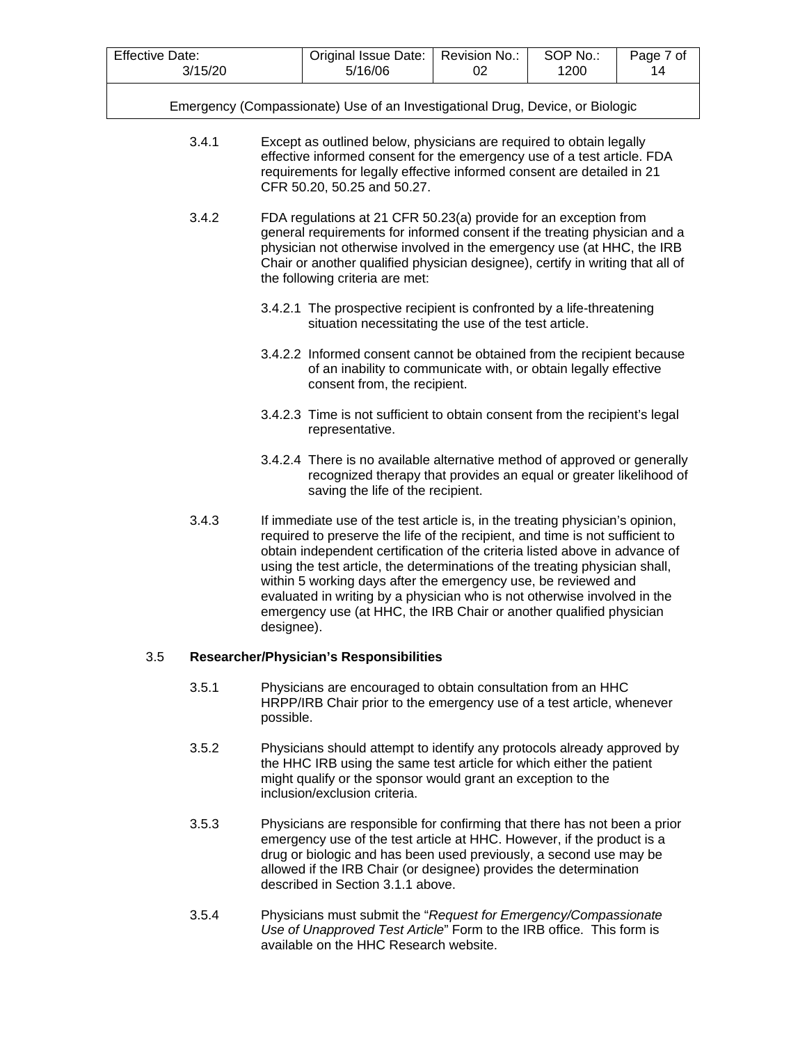3.4.1 Except as outlined below, physicians are required to obtain legally effective informed consent for the emergency use of a test article. FDA requirements for legally effective informed consent are detailed in 21 CFR 50.20, 50.25 and 50.27.

3.4.2 FDA regulations at 21 CFR 50.23(a) provide for an exception from general requirements for informed consent if the treating physician and a physician not otherwise involved in the emergency use (at HHC, the IRB Chair or another qualified physician designee), certify in writing that all of the following criteria are met:

3.4.2.1 The prospective recipient is confronted by a life-threatening situation necessitating the use of the test article.

3.4.2.2 Informed consent cannot be obtained from the recipient because of an inability to communicate with, or obtain legally effective consent from, the recipient.

3.4.2.3 Time is not sufficient to obtain consent from the recipient's legal representative.

3.4.2.4 There is no available alternative method of approved or generally recognized therapy that provides an equal or greater likelihood of saving the life of the recipient.

3.4.3 If immediate use of the test article is, in the treating physician's opinion, required to preserve the life of the recipient, and time is not sufficient to obtain independent certification of the criteria listed above in advance of using the test article, the determinations of the treating physician shall, within 5 working days after the emergency use, be reviewed and evaluated in writing by a physician who is not otherwise involved in the emergency use (at HHC, the IRB Chair or another qualified physician designee).

### 3.5 Researcher/Physician's Responsibilities

3.5.1 Physicians are encouraged to obtain consultation from an HHC HRPP/IRB Chair prior to the emergency use of a test article, whenever possible.

3.5.2 Physicians should attempt to identify any protocols already approved by the HHC IRB using the same test article for which either the patient might qualify or the sponsor would grant an exception to the inclusion/exclusion criteria.

3.5.3 Physicians are responsible for confirming that there has not been a prior emergency use of the test article at HHC. However, if the product is a drug or biologic and has been used previously, a second use may be allowed if the IRB Chair (or designee) provides the determination described in Section 3.1.1 above.

3.5.4 Physicians must submit the "*Request for Emergency/Compassionate Use of Unapproved Test Article*" Form to the IRB office. This form is available on the HHC Research website.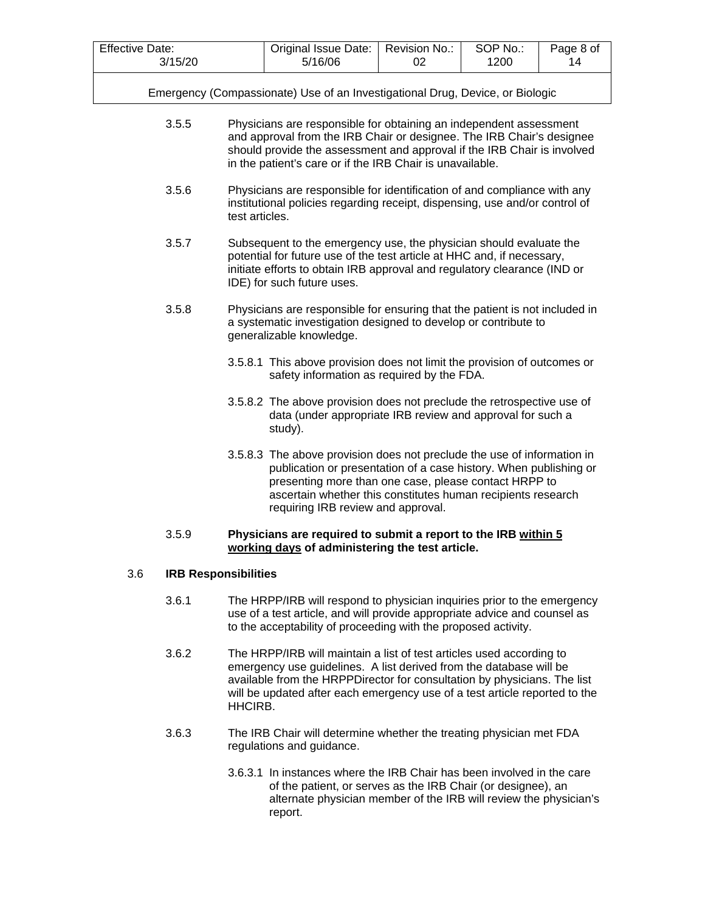3.5.5 Physicians are responsible for obtaining an independent assessment and approval from the IRB Chair or designee. The IRB Chair's designee should provide the assessment and approval if the IRB Chair is involved in the patient's care or if the IRB Chair is unavailable.

3.5.6 Physicians are responsible for identification of and compliance with any institutional policies regarding receipt, dispensing, use and/or control of test articles.

3.5.7 Subsequent to the emergency use, the physician should evaluate the potential for future use of the test article at HHC and, if necessary, initiate efforts to obtain IRB approval and regulatory clearance (IND or IDE) for such future uses.

3.5.8 Physicians are responsible for ensuring that the patient is not included in a systematic investigation designed to develop or contribute to generalizable knowledge.

3.5.8.1 This above provision does not limit the provision of outcomes or safety information as required by the FDA.

3.5.8.2 The above provision does not preclude the retrospective use of data (under appropriate IRB review and approval for such a study).

3.5.8.3 The above provision does not preclude the use of information in publication or presentation of a case history. When publishing or presenting more than one case, please contact HRPP to ascertain whether this constitutes human recipients research requiring IRB review and approval.

3.5.9 **Physicians are required to submit a report to the IRB <u>within 5 working days</u> of administering the test article.**

## 3.6 IRB Responsibilities

3.6.1 The HRPP/IRB will respond to physician inquiries prior to the emergency use of a test article, and will provide appropriate advice and counsel as to the acceptability of proceeding with the proposed activity.

3.6.2 The HRPP/IRB will maintain a list of test articles used according to emergency use guidelines. A list derived from the database will be available from the HRPPDirector for consultation by physicians. The list will be updated after each emergency use of a test article reported to the HHCIRB.

3.6.3 The IRB Chair will determine whether the treating physician met FDA regulations and guidance.

3.6.3.1 In instances where the IRB Chair has been involved in the care of the patient, or serves as the IRB Chair (or designee), an alternate physician member of the IRB will review the physician's report.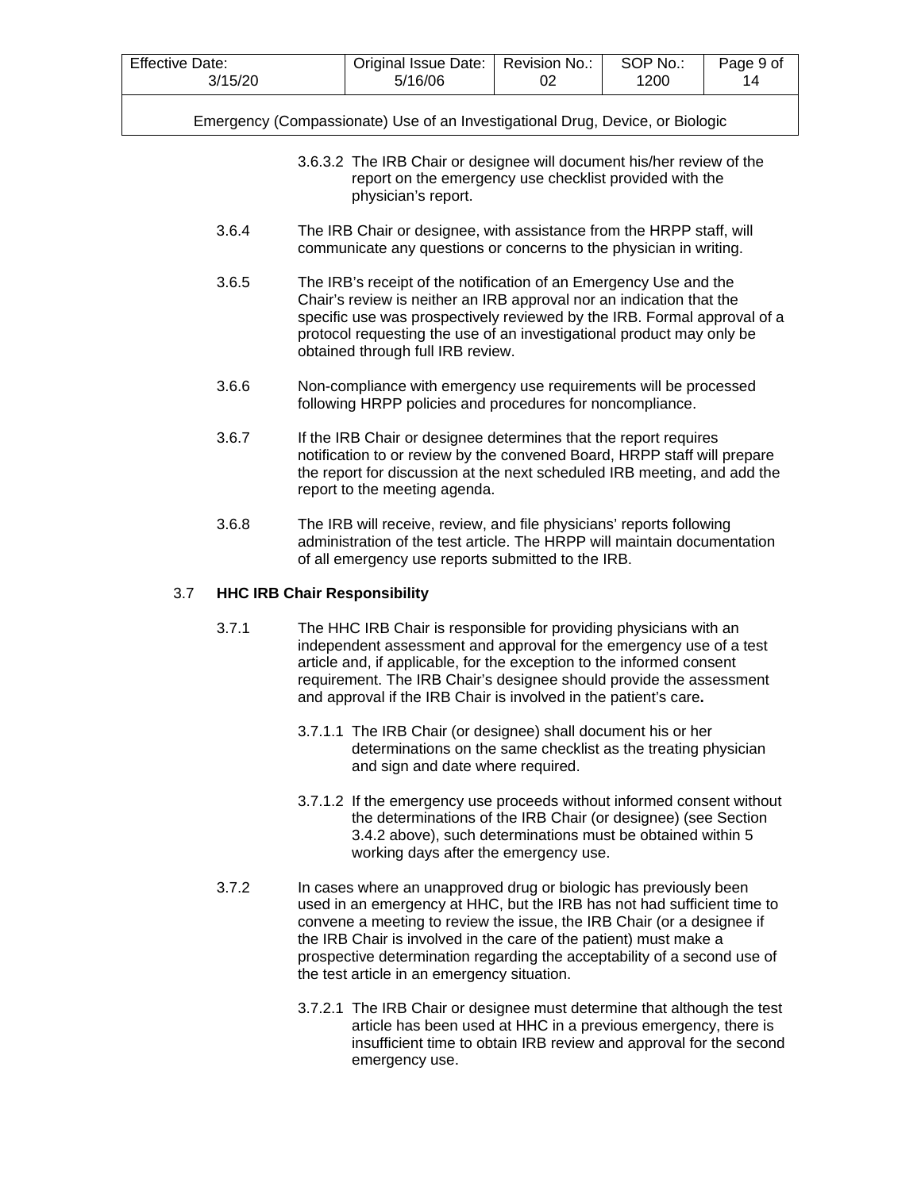3.6.3.2 The IRB Chair or designee will document his/her review of the report on the emergency use checklist provided with the physician's report.

3.6.4 The IRB Chair or designee, with assistance from the HRPP staff, will communicate any questions or concerns to the physician in writing.

3.6.5 The IRB's receipt of the notification of an Emergency Use and the Chair's review is neither an IRB approval nor an indication that the specific use was prospectively reviewed by the IRB. Formal approval of a protocol requesting the use of an investigational product may only be obtained through full IRB review.

3.6.6 Non-compliance with emergency use requirements will be processed following HRPP policies and procedures for noncompliance.

3.6.7 If the IRB Chair or designee determines that the report requires notification to or review by the convened Board, HRPP staff will prepare the report for discussion at the next scheduled IRB meeting, and add the report to the meeting agenda.

3.6.8 The IRB will receive, review, and file physicians' reports following administration of the test article. The HRPP will maintain documentation of all emergency use reports submitted to the IRB.

### 3.7 HHC IRB Chair Responsibility

3.7.1 The HHC IRB Chair is responsible for providing physicians with an independent assessment and approval for the emergency use of a test article and, if applicable, for the exception to the informed consent requirement. The IRB Chair's designee should provide the assessment and approval if the IRB Chair is involved in the patient's care**.**

3.7.1.1 The IRB Chair (or designee) shall document his or her determinations on the same checklist as the treating physician and sign and date where required.

3.7.1.2 If the emergency use proceeds without informed consent without the determinations of the IRB Chair (or designee) (see Section 3.4.2 above), such determinations must be obtained within 5 working days after the emergency use.

3.7.2 In cases where an unapproved drug or biologic has previously been used in an emergency at HHC, but the IRB has not had sufficient time to convene a meeting to review the issue, the IRB Chair (or a designee if the IRB Chair is involved in the care of the patient) must make a prospective determination regarding the acceptability of a second use of the test article in an emergency situation.

3.7.2.1 The IRB Chair or designee must determine that although the test article has been used at HHC in a previous emergency, there is insufficient time to obtain IRB review and approval for the second emergency use.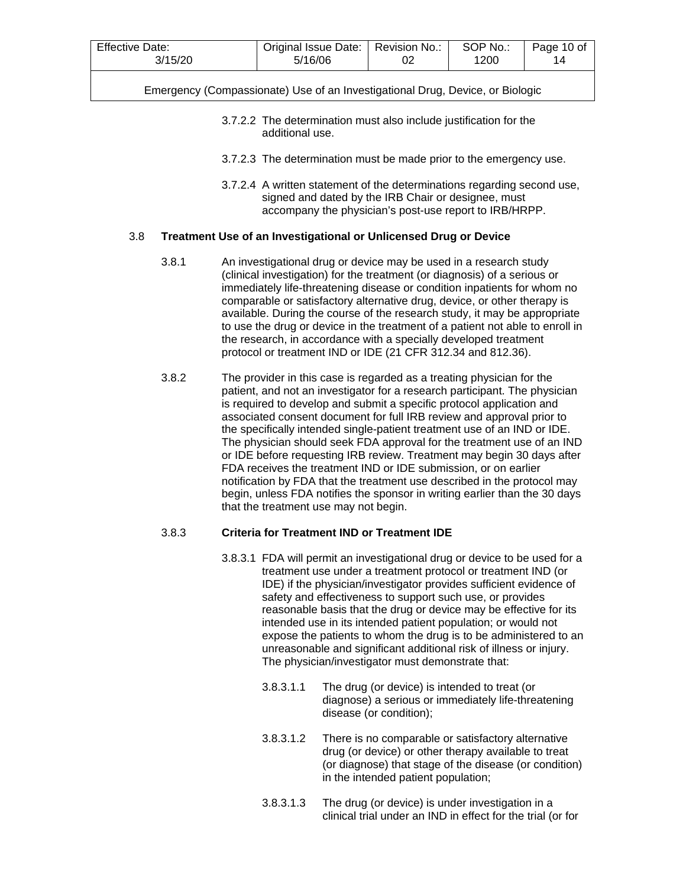3.7.2.2 The determination must also include justification for the additional use.

3.7.2.3 The determination must be made prior to the emergency use.

3.7.2.4 A written statement of the determinations regarding second use, signed and dated by the IRB Chair or designee, must accompany the physician's post-use report to IRB/HRPP.

## 3.8 Treatment Use of an Investigational or Unlicensed Drug or Device

3.8.1 An investigational drug or device may be used in a research study (clinical investigation) for the treatment (or diagnosis) of a serious or immediately life-threatening disease or condition inpatients for whom no comparable or satisfactory alternative drug, device, or other therapy is available. During the course of the research study, it may be appropriate to use the drug or device in the treatment of a patient not able to enroll in the research, in accordance with a specially developed treatment protocol or treatment IND or IDE (21 CFR 312.34 and 812.36).

3.8.2 The provider in this case is regarded as a treating physician for the patient, and not an investigator for a research participant. The physician is required to develop and submit a specific protocol application and associated consent document for full IRB review and approval prior to the specifically intended single-patient treatment use of an IND or IDE. The physician should seek FDA approval for the treatment use of an IND or IDE before requesting IRB review. Treatment may begin 30 days after FDA receives the treatment IND or IDE submission, or on earlier notification by FDA that the treatment use described in the protocol may begin, unless FDA notifies the sponsor in writing earlier than the 30 days that the treatment use may not begin.

### 3.8.3 Criteria for Treatment IND or Treatment IDE

3.8.3.1 FDA will permit an investigational drug or device to be used for a treatment use under a treatment protocol or treatment IND (or IDE) if the physician/investigator provides sufficient evidence of safety and effectiveness to support such use, or provides reasonable basis that the drug or device may be effective for its intended use in its intended patient population; or would not expose the patients to whom the drug is to be administered to an unreasonable and significant additional risk of illness or injury. The physician/investigator must demonstrate that:

3.8.3.1.1 The drug (or device) is intended to treat (or diagnose) a serious or immediately life-threatening disease (or condition);

3.8.3.1.2 There is no comparable or satisfactory alternative drug (or device) or other therapy available to treat (or diagnose) that stage of the disease (or condition) in the intended patient population;

3.8.3.1.3 The drug (or device) is under investigation in a clinical trial under an IND in effect for the trial (or for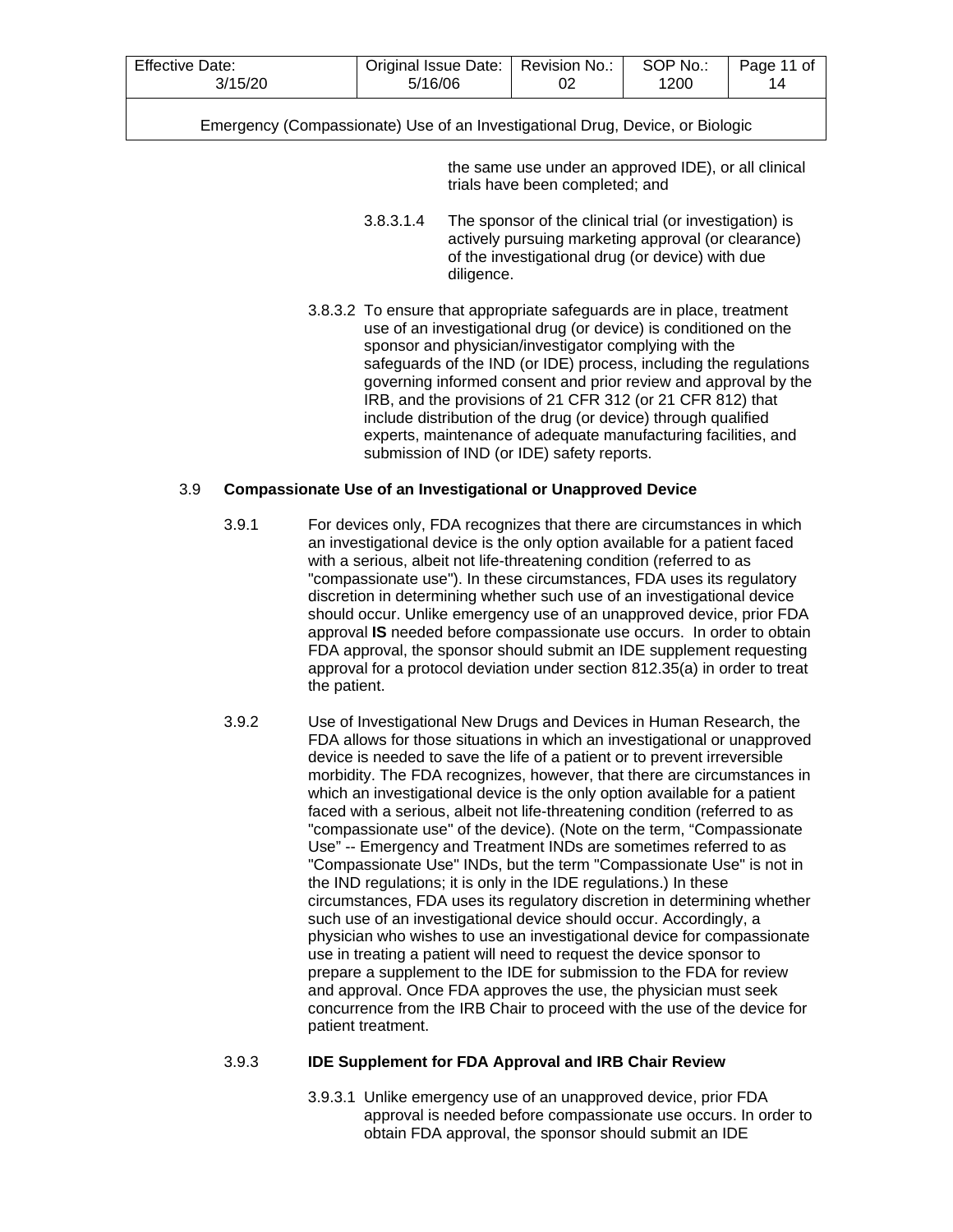the same use under an approved IDE), or all clinical trials have been completed; and

3.8.3.1.4 The sponsor of the clinical trial (or investigation) is actively pursuing marketing approval (or clearance) of the investigational drug (or device) with due diligence.

3.8.3.2 To ensure that appropriate safeguards are in place, treatment use of an investigational drug (or device) is conditioned on the sponsor and physician/investigator complying with the safeguards of the IND (or IDE) process, including the regulations governing informed consent and prior review and approval by the IRB, and the provisions of 21 CFR 312 (or 21 CFR 812) that include distribution of the drug (or device) through qualified experts, maintenance of adequate manufacturing facilities, and submission of IND (or IDE) safety reports.

### 3.9 Compassionate Use of an Investigational or Unapproved Device

3.9.1 For devices only, FDA recognizes that there are circumstances in which an investigational device is the only option available for a patient faced with a serious, albeit not life-threatening condition (referred to as "compassionate use"). In these circumstances, FDA uses its regulatory discretion in determining whether such use of an investigational device should occur. Unlike emergency use of an unapproved device, prior FDA approval **IS** needed before compassionate use occurs. In order to obtain FDA approval, the sponsor should submit an IDE supplement requesting approval for a protocol deviation under section 812.35(a) in order to treat the patient.

3.9.2 Use of Investigational New Drugs and Devices in Human Research, the FDA allows for those situations in which an investigational or unapproved device is needed to save the life of a patient or to prevent irreversible morbidity. The FDA recognizes, however, that there are circumstances in which an investigational device is the only option available for a patient faced with a serious, albeit not life-threatening condition (referred to as "compassionate use" of the device). (Note on the term, "Compassionate Use" -- Emergency and Treatment INDs are sometimes referred to as "Compassionate Use" INDs, but the term "Compassionate Use" is not in the IND regulations; it is only in the IDE regulations.) In these circumstances, FDA uses its regulatory discretion in determining whether such use of an investigational device should occur. Accordingly, a physician who wishes to use an investigational device for compassionate use in treating a patient will need to request the device sponsor to prepare a supplement to the IDE for submission to the FDA for review and approval. Once FDA approves the use, the physician must seek concurrence from the IRB Chair to proceed with the use of the device for patient treatment.

#### 3.9.3 IDE Supplement for FDA Approval and IRB Chair Review

3.9.3.1 Unlike emergency use of an unapproved device, prior FDA approval is needed before compassionate use occurs. In order to obtain FDA approval, the sponsor should submit an IDE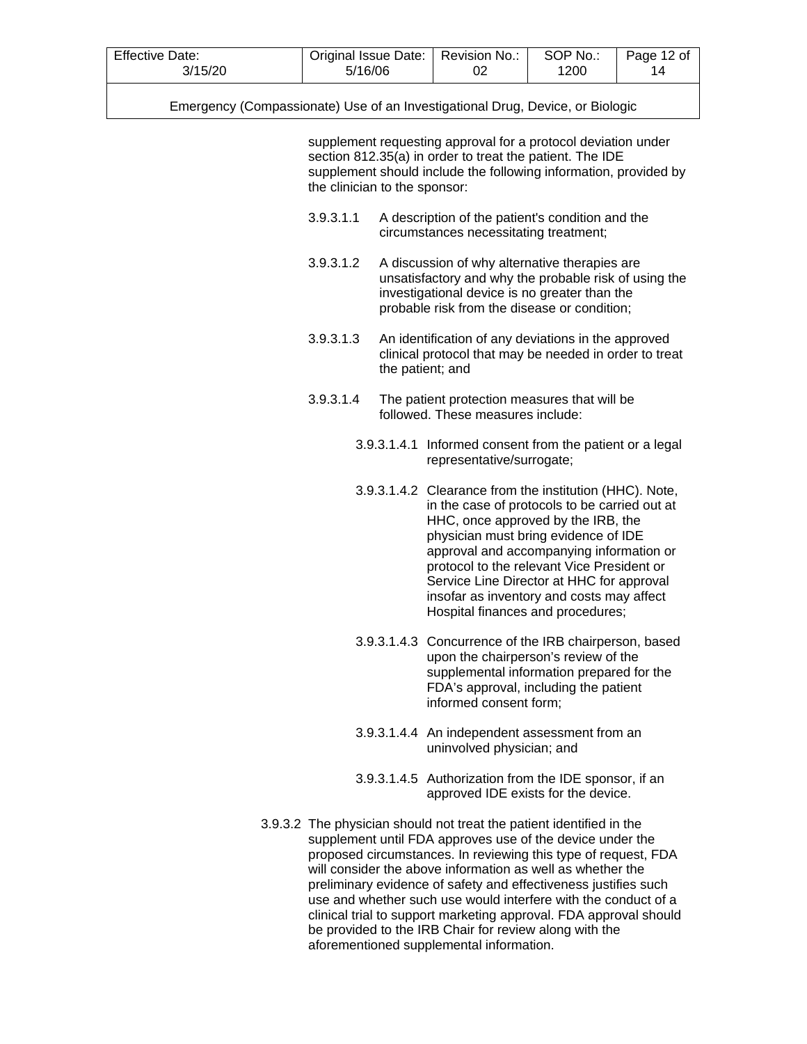supplement requesting approval for a protocol deviation under section 812.35(a) in order to treat the patient. The IDE supplement should include the following information, provided by the clinician to the sponsor:

3.9.3.1.1 A description of the patient's condition and the circumstances necessitating treatment;

3.9.3.1.2 A discussion of why alternative therapies are unsatisfactory and why the probable risk of using the investigational device is no greater than the probable risk from the disease or condition;

3.9.3.1.3 An identification of any deviations in the approved clinical protocol that may be needed in order to treat the patient; and

3.9.3.1.4 The patient protection measures that will be followed. These measures include:

3.9.3.1.4.1 Informed consent from the patient or a legal representative/surrogate;

3.9.3.1.4.2 Clearance from the institution (HHC). Note, in the case of protocols to be carried out at HHC, once approved by the IRB, the physician must bring evidence of IDE approval and accompanying information or protocol to the relevant Vice President or Service Line Director at HHC for approval insofar as inventory and costs may affect Hospital finances and procedures;

3.9.3.1.4.3 Concurrence of the IRB chairperson, based upon the chairperson's review of the supplemental information prepared for the FDA's approval, including the patient informed consent form;

3.9.3.1.4.4 An independent assessment from an uninvolved physician; and

3.9.3.1.4.5 Authorization from the IDE sponsor, if an approved IDE exists for the device.

3.9.3.2 The physician should not treat the patient identified in the supplement until FDA approves use of the device under the proposed circumstances. In reviewing this type of request, FDA will consider the above information as well as whether the preliminary evidence of safety and effectiveness justifies such use and whether such use would interfere with the conduct of a clinical trial to support marketing approval. FDA approval should be provided to the IRB Chair for review along with the aforementioned supplemental information.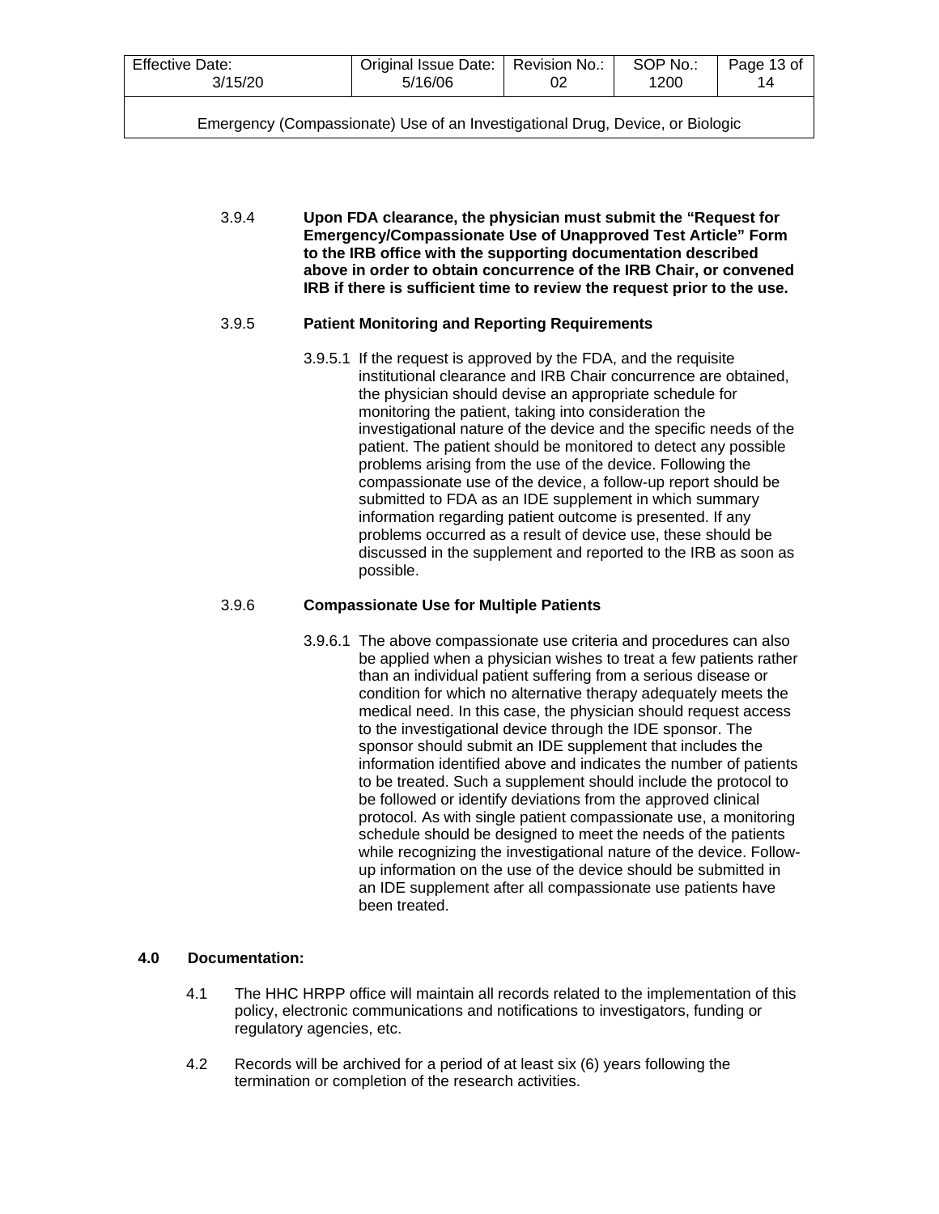3.9.4 **Upon FDA clearance, the physician must submit the "Request for Emergency/Compassionate Use of Unapproved Test Article" Form to the IRB office with the supporting documentation described above in order to obtain concurrence of the IRB Chair, or convened IRB if there is sufficient time to review the request prior to the use.**

3.9.5 **Patient Monitoring and Reporting Requirements**

3.9.5.1 If the request is approved by the FDA, and the requisite institutional clearance and IRB Chair concurrence are obtained, the physician should devise an appropriate schedule for monitoring the patient, taking into consideration the investigational nature of the device and the specific needs of the patient. The patient should be monitored to detect any possible problems arising from the use of the device. Following the compassionate use of the device, a follow-up report should be submitted to FDA as an IDE supplement in which summary information regarding patient outcome is presented. If any problems occurred as a result of device use, these should be discussed in the supplement and reported to the IRB as soon as possible.

3.9.6 **Compassionate Use for Multiple Patients**

3.9.6.1 The above compassionate use criteria and procedures can also be applied when a physician wishes to treat a few patients rather than an individual patient suffering from a serious disease or condition for which no alternative therapy adequately meets the medical need. In this case, the physician should request access to the investigational device through the IDE sponsor. The sponsor should submit an IDE supplement that includes the information identified above and indicates the number of patients to be treated. Such a supplement should include the protocol to be followed or identify deviations from the approved clinical protocol. As with single patient compassionate use, a monitoring schedule should be designed to meet the needs of the patients while recognizing the investigational nature of the device. Follow-up information on the use of the device should be submitted in an IDE supplement after all compassionate use patients have been treated.

## 4.0 Documentation:

4.1 The HHC HRPP office will maintain all records related to the implementation of this policy, electronic communications and notifications to investigators, funding or regulatory agencies, etc.

4.2 Records will be archived for a period of at least six (6) years following the termination or completion of the research activities.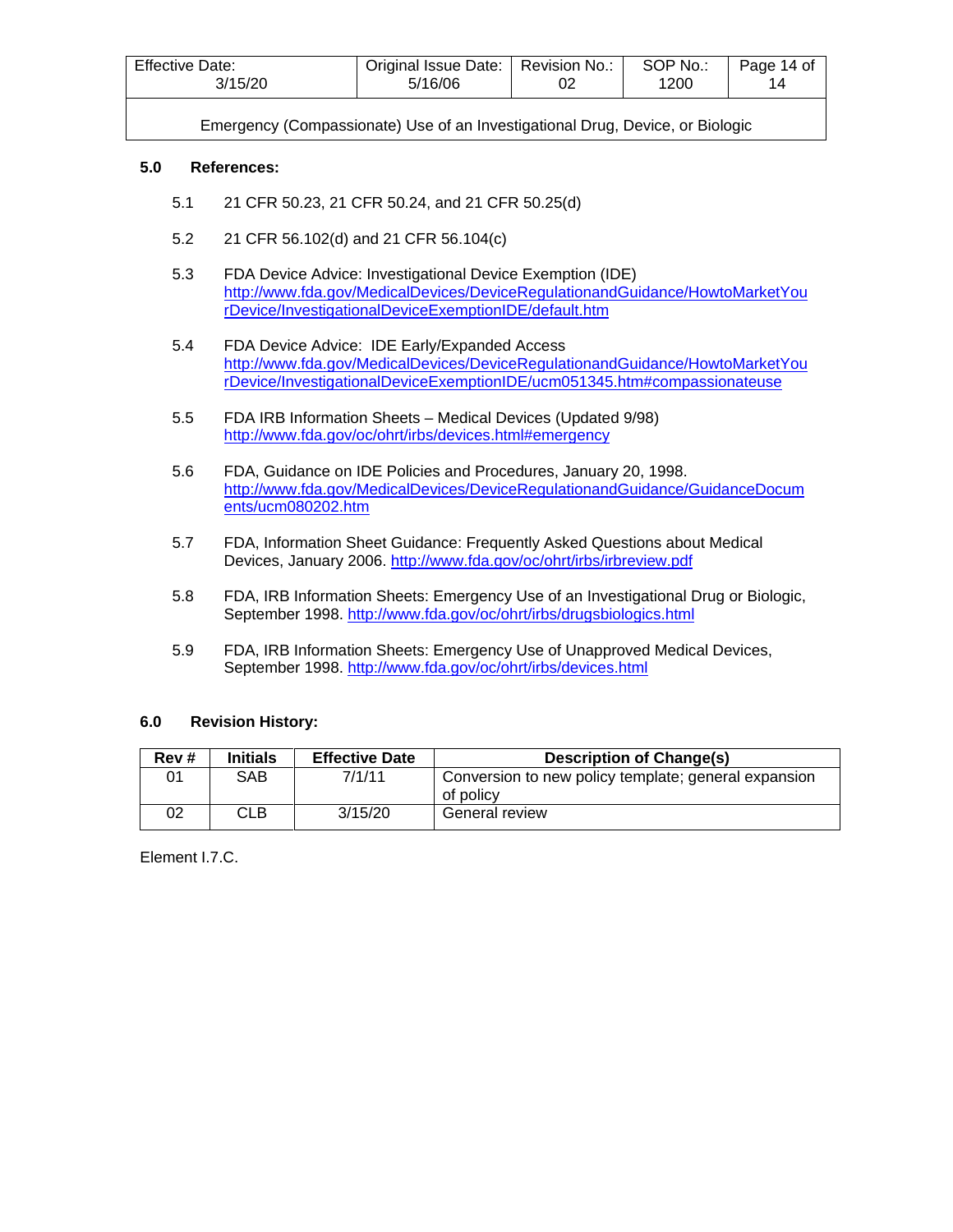## 5.0 References:

5.1 21 CFR 50.23, 21 CFR 50.24, and 21 CFR 50.25(d)

5.2 21 CFR 56.102(d) and 21 CFR 56.104(c)

5.3 FDA Device Advice: Investigational Device Exemption (IDE) http://www.fda.gov/MedicalDevices/DeviceRegulationandGuidance/HowtoMarketYourDevice/InvestigationalDeviceExemptionIDE/default.htm

5.4 FDA Device Advice: IDE Early/Expanded Access http://www.fda.gov/MedicalDevices/DeviceRegulationandGuidance/HowtoMarketYourDevice/InvestigationalDeviceExemptionIDE/ucm051345.htm#compassionateuse

5.5 FDA IRB Information Sheets – Medical Devices (Updated 9/98) http://www.fda.gov/oc/ohrt/irbs/devices.html#emergency

5.6 FDA, Guidance on IDE Policies and Procedures, January 20, 1998. http://www.fda.gov/MedicalDevices/DeviceRegulationandGuidance/GuidanceDocuments/ucm080202.htm

5.7 FDA, Information Sheet Guidance: Frequently Asked Questions about Medical Devices, January 2006. http://www.fda.gov/oc/ohrt/irbs/irbreview.pdf

5.8 FDA, IRB Information Sheets: Emergency Use of an Investigational Drug or Biologic, September 1998. http://www.fda.gov/oc/ohrt/irbs/drugsbiologics.html

5.9 FDA, IRB Information Sheets: Emergency Use of Unapproved Medical Devices, September 1998. http://www.fda.gov/oc/ohrt/irbs/devices.html

## 6.0 Revision History:

| Rev # | Initials | Effective Date | Description of Change(s) |
|---|---|---|---|
| 01 | SAB | 7/1/11 | Conversion to new policy template; general expansion of policy |
| 02 | CLB | 3/15/20 | General review |

Element I.7.C.